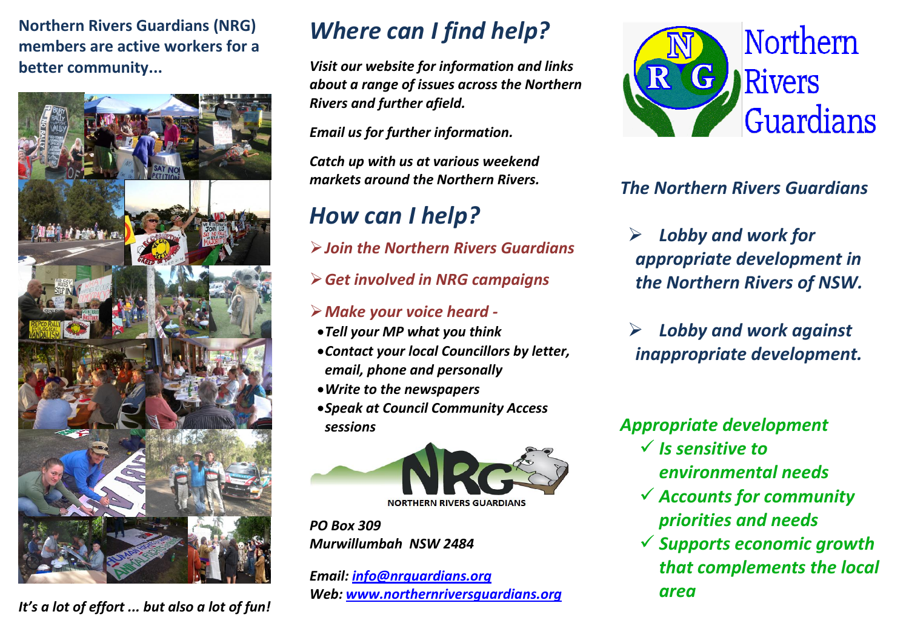**Northern Rivers Guardians (NRG) members are active workers for a better community...**

*It's a lot of effort ... but also a lot of fun!*

## *Where can I find help?*

***Visit our website for information and links about a range of issues across the Northern Rivers and further afield.***

***Email us for further information.***

***Catch up with us at various weekend markets around the Northern Rivers.***

## *How can I help?*

- ***Join the Northern Rivers Guardians***
- ***Get involved in NRG campaigns***
- ***Make your voice heard -***
  - ***Tell your MP what you think***
  - ***Contact your local Councillors by letter, email, phone and personally***
  - ***Write to the newspapers***
  - ***Speak at Council Community Access sessions***

NRG
NORTHERN RIVERS GUARDIANS

***PO Box 309***
***Murwillumbah NSW 2484***

***Email: info@nrguardians.org***
***Web: www.northernriversguardians.org***

# Northern Rivers Guardians

### *The Northern Rivers Guardians*

- ***Lobby and work for appropriate development in the Northern Rivers of NSW.***
- ***Lobby and work against inappropriate development.***

### *Appropriate development*

- ✓ ***Is sensitive to environmental needs***
- ✓ ***Accounts for community priorities and needs***
- ✓ ***Supports economic growth that complements the local area***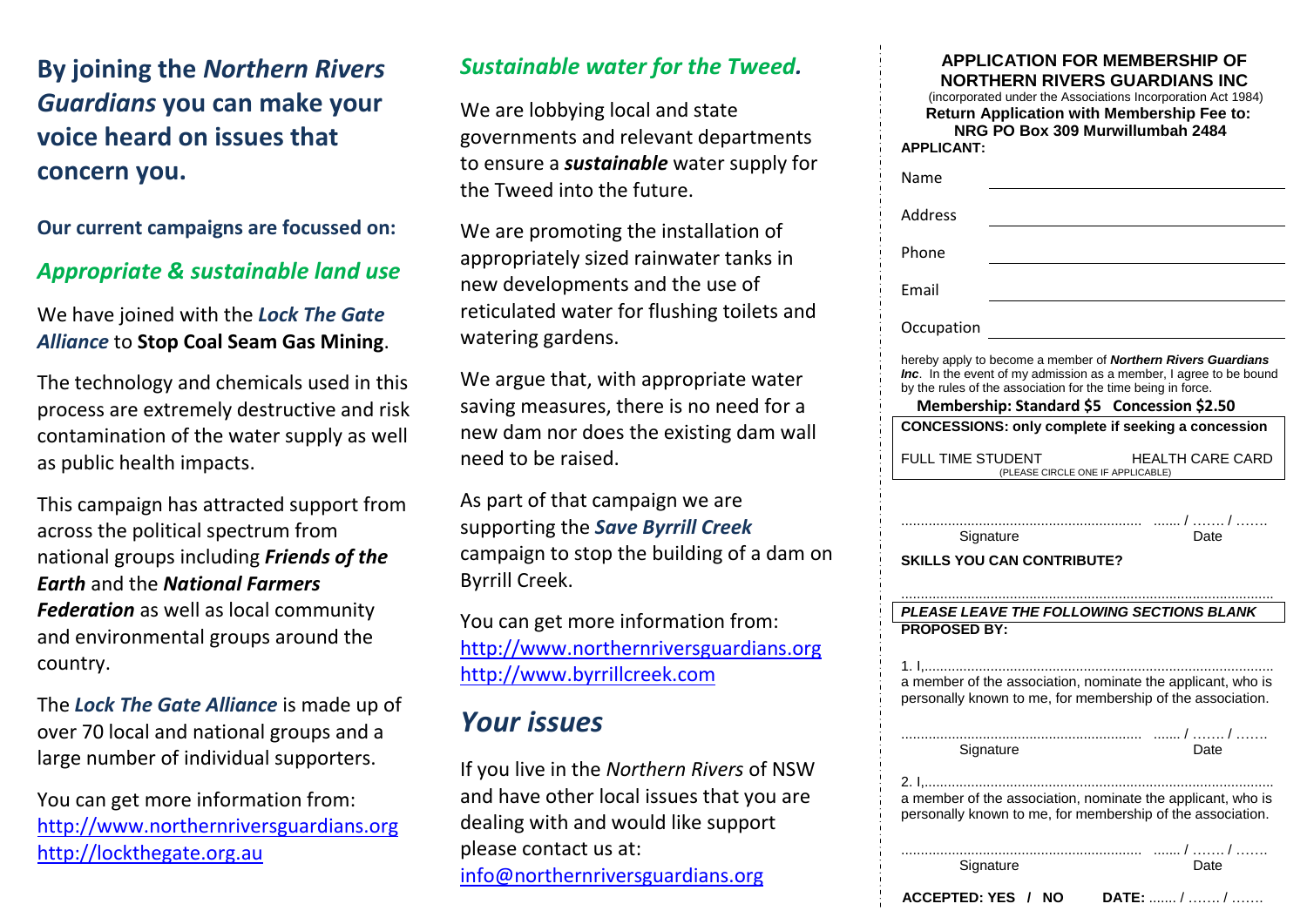## By joining the *Northern Rivers Guardians* you can make your voice heard on issues that concern you.

**Our current campaigns are focussed on:**

### *Appropriate & sustainable land use*

We have joined with the ***Lock The Gate Alliance*** to **Stop Coal Seam Gas Mining**.

The technology and chemicals used in this process are extremely destructive and risk contamination of the water supply as well as public health impacts.

This campaign has attracted support from across the political spectrum from national groups including ***Friends of the Earth*** and the ***National Farmers Federation*** as well as local community and environmental groups around the country.

The ***Lock The Gate Alliance*** is made up of over 70 local and national groups and a large number of individual supporters.

You can get more information from:
http://www.northernriversguardians.org
http://lockthegate.org.au

### *Sustainable water for the Tweed.*

We are lobbying local and state governments and relevant departments to ensure a ***sustainable*** water supply for the Tweed into the future.

We are promoting the installation of appropriately sized rainwater tanks in new developments and the use of reticulated water for flushing toilets and watering gardens.

We argue that, with appropriate water saving measures, there is no need for a new dam nor does the existing dam wall need to be raised.

As part of that campaign we are supporting the ***Save Byrrill Creek*** campaign to stop the building of a dam on Byrrill Creek.

You can get more information from:
http://www.northernriversguardians.org
http://www.byrrillcreek.com

## *Your issues*

If you live in the *Northern Rivers* of NSW and have other local issues that you are dealing with and would like support please contact us at:
info@northernriversguardians.org

---

**APPLICATION FOR MEMBERSHIP OF NORTHERN RIVERS GUARDIANS INC**
(incorporated under the Associations Incorporation Act 1984)
**Return Application with Membership Fee to:**
**NRG PO Box 309 Murwillumbah 2484**

**APPLICANT:**

Name ______________________________

Address ______________________________

Phone ______________________________

Email ______________________________

Occupation ______________________________

hereby apply to become a member of ***Northern Rivers Guardians Inc***. In the event of my admission as a member, I agree to be bound by the rules of the association for the time being in force.

**Membership: Standard $5 Concession $2.50**

**CONCESSIONS: only complete if seeking a concession**

FULL TIME STUDENT HEALTH CARE CARD
(PLEASE CIRCLE ONE IF APPLICABLE)

.............................................................. ....... / ....... / .......
Signature Date

**SKILLS YOU CAN CONTRIBUTE?**

..................................................................................................

***PLEASE LEAVE THE FOLLOWING SECTIONS BLANK***

**PROPOSED BY:**

1\. I,..........................................................................................
a member of the association, nominate the applicant, who is personally known to me, for membership of the association.

.............................................................. ....... / ....... / .......
Signature Date

2\. I,..........................................................................................
a member of the association, nominate the applicant, who is personally known to me, for membership of the association.

.............................................................. ....... / ....... / .......
Signature Date

**ACCEPTED: YES / NO** **DATE:** ....... / ....... / .......